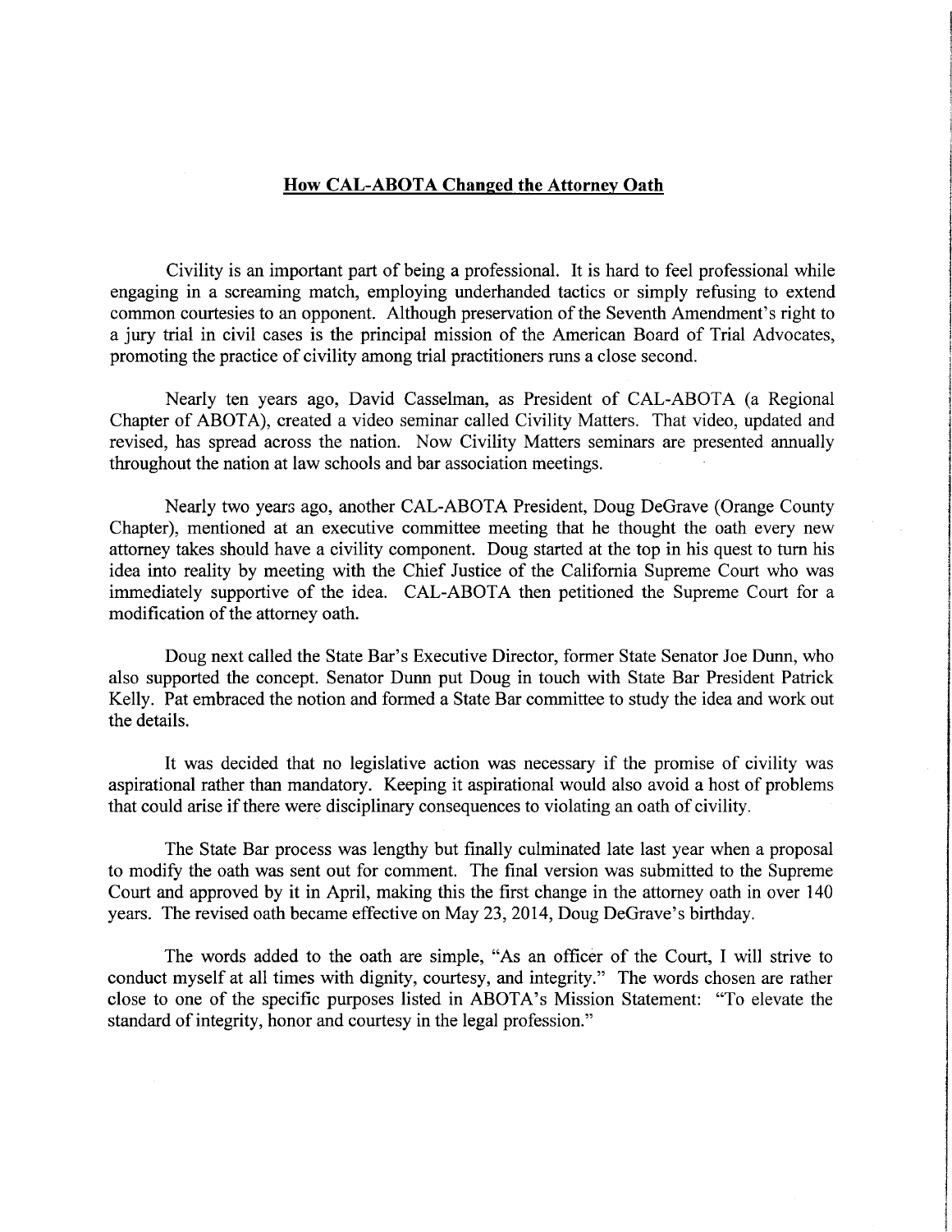## How CAL-ABOTA Changed the Attorney Oath

Civility is an important part of being a professional. It is hard to feel professional while engaging in a screaming match, employing underhanded tactics or simply refusing to extend common courtesies to an opponent. Although preservation of the Seventh Amendment's right to a jury trial in civil cases is the principal mission of the American Board of Trial Advocates, promoting the practice of civility among trial practitioners runs a close second.

Nearly ten years ago, David Casselman, as President of CAL-ABOTA (a Regional Chapter of ABOTA), created a video seminar called Civility Matters. That video, updated and revised, has spread across the nation. Now Civility Matters seminars are presented annually throughout the nation at law schools and bar association meetings.

Nearly two years ago, another CAL-ABOTA President, Doug DeGrave (Orange County Chapter), mentioned at an executive committee meeting that he thought the oath every new attorney takes should have a civility component. Doug started at the top in his quest to turn his idea into reality by meeting with the Chief Justice of the California Supreme Court who was immediately supportive of the idea. CAL-ABOTA then petitioned the Supreme Court for a modification of the attorney oath.

Doug next called the State Bar's Executive Director, former State Senator Joe Dunn, who also supported the concept. Senator Dunn put Doug in touch with State Bar President Patrick Kelly. Pat embraced the notion and formed a State Bar committee to study the idea and work out the details.

It was decided that no legislative action was necessary if the promise of civility was aspirational rather than mandatory. Keeping it aspirational would also avoid a host of problems that could arise if there were disciplinary consequences to violating an oath of civility.

The State Bar process was lengthy but finally culminated late last year when a proposal to modify the oath was sent out for comment. The final version was submitted to the Supreme Court and approved by it in April, making this the first change in the attorney oath in over 140 years. The revised oath became effective on May 23, 2014, Doug DeGrave's birthday.

The words added to the oath are simple, "As an officer of the Court, I will strive to conduct myself at all times with dignity, courtesy, and integrity." The words chosen are rather close to one of the specific purposes listed in ABOTA's Mission Statement: "To elevate the standard of integrity, honor and courtesy in the legal profession."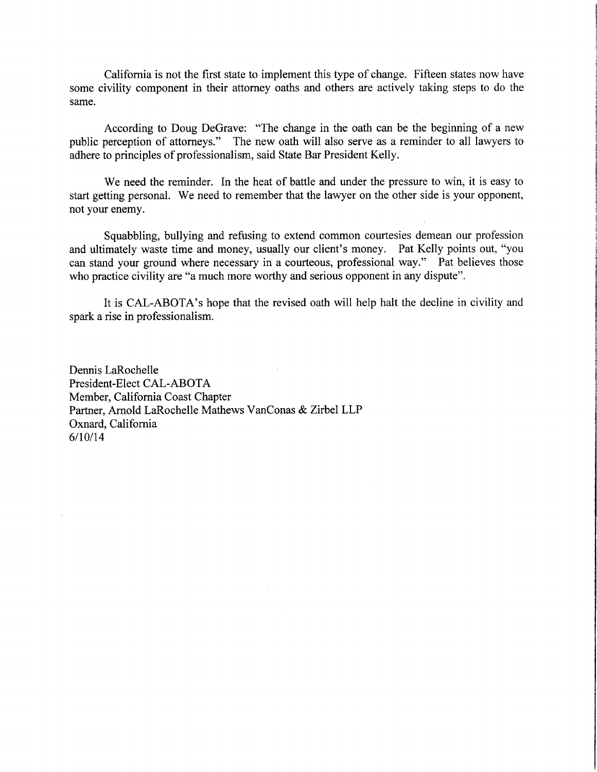California is not the first state to implement this type of change. Fifteen states now have some civility component in their attorney oaths and others are actively taking steps to do the same.

According to Doug DeGrave: "The change in the oath can be the beginning of a new public perception of attorneys." The new oath will also serve as a reminder to all lawyers to adhere to principles of professionalism, said State Bar President Kelly.

We need the reminder. In the heat of battle and under the pressure to win, it is easy to start getting personal. We need to remember that the lawyer on the other side is your opponent, not your enemy.

Squabbling, bullying and refusing to extend common courtesies demean our profession and ultimately waste time and money, usually our client's money. Pat Kelly points out, "you can stand your ground where necessary in a courteous, professional way." Pat believes those who practice civility are "a much more worthy and serious opponent in any dispute".

It is CAL-ABOTA's hope that the revised oath will help halt the decline in civility and spark a rise in professionalism.

Dennis LaRochelle
President-Elect CAL-ABOTA
Member, California Coast Chapter
Partner, Arnold LaRochelle Mathews VanConas & Zirbel LLP
Oxnard, California
6/10/14